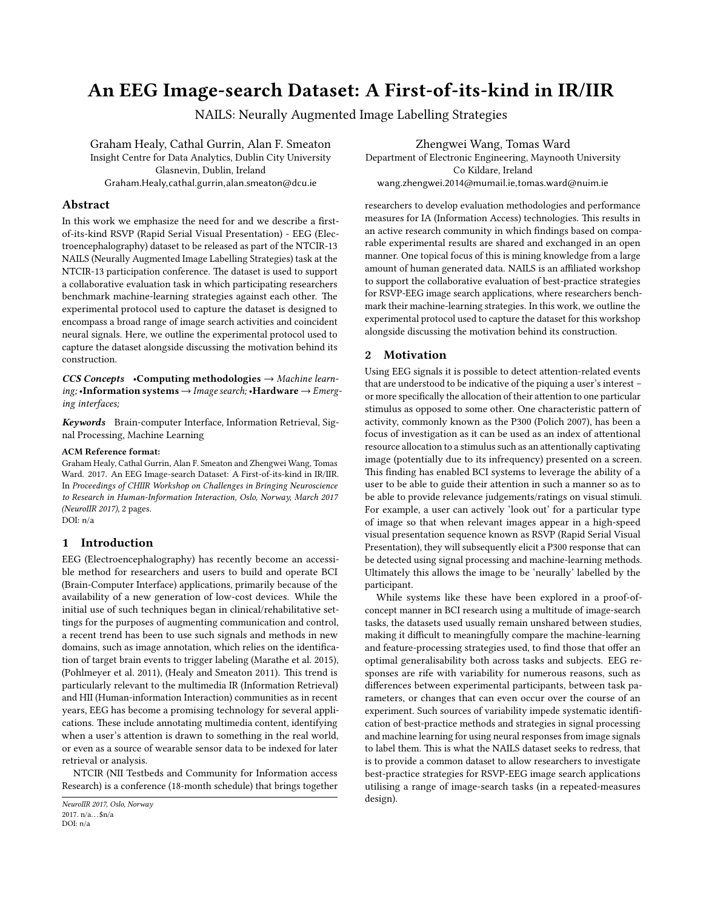# An EEG Image-search Dataset: A First-of-its-kind in IR/IIR

NAILS: Neurally Augmented Image Labelling Strategies

Graham Healy, Cathal Gurrin, Alan F. Smeaton
Insight Centre for Data Analytics, Dublin City University
Glasnevin, Dublin, Ireland
Graham.Healy,cathal.gurrin,alan.smeaton@dcu.ie

Zhengwei Wang, Tomas Ward
Department of Electronic Engineering, Maynooth University
Co Kildare, Ireland
wang.zhengwei.2014@mumail.ie,tomas.ward@nuim.ie

## Abstract

In this work we emphasize the need for and we describe a first-of-its-kind RSVP (Rapid Serial Visual Presentation) - EEG (Electroencephalography) dataset to be released as part of the NTCIR-13 NAILS (Neurally Augmented Image Labelling Strategies) task at the NTCIR-13 participation conference. The dataset is used to support a collaborative evaluation task in which participating researchers benchmark machine-learning strategies against each other. The experimental protocol used to capture the dataset is designed to encompass a broad range of image search activities and coincident neural signals. Here, we outline the experimental protocol used to capture the dataset alongside discussing the motivation behind its construction.

***CCS Concepts*** •**Computing methodologies** → *Machine learning;* •**Information systems** → *Image search;* •**Hardware** → *Emerging interfaces;*

***Keywords*** Brain-computer Interface, Information Retrieval, Signal Processing, Machine Learning

**ACM Reference format:**
Graham Healy, Cathal Gurrin, Alan F. Smeaton and Zhengwei Wang, Tomas Ward. 2017. An EEG Image-search Dataset: A First-of-its-kind in IR/IIR. In *Proceedings of CHIIR Workshop on Challenges in Bringing Neuroscience to Research in Human-Information Interaction, Oslo, Norway, March 2017 (NeuroIIR 2017),* 2 pages.
DOI: n/a

## 1 Introduction

EEG (Electroencephalography) has recently become an accessible method for researchers and users to build and operate BCI (Brain-Computer Interface) applications, primarily because of the availability of a new generation of low-cost devices. While the initial use of such techniques began in clinical/rehabilitative settings for the purposes of augmenting communication and control, a recent trend has been to use such signals and methods in new domains, such as image annotation, which relies on the identification of target brain events to trigger labeling (Marathe et al. 2015), (Pohlmeyer et al. 2011), (Healy and Smeaton 2011). This trend is particularly relevant to the multimedia IR (Information Retrieval) and HII (Human-information Interaction) communities as in recent years, EEG has become a promising technology for several applications. These include annotating multimedia content, identifying when a user's attention is drawn to something in the real world, or even as a source of wearable sensor data to be indexed for later retrieval or analysis.

NTCIR (NII Testbeds and Community for Information access Research) is a conference (18-month schedule) that brings together researchers to develop evaluation methodologies and performance measures for IA (Information Access) technologies. This results in an active research community in which findings based on comparable experimental results are shared and exchanged in an open manner. One topical focus of this is mining knowledge from a large amount of human generated data. NAILS is an affiliated workshop to support the collaborative evaluation of best-practice strategies for RSVP-EEG image search applications, where researchers benchmark their machine-learning strategies. In this work, we outline the experimental protocol used to capture the dataset for this workshop alongside discussing the motivation behind its construction.

*NeuroIIR 2017, Oslo, Norway*
2017. n/a…$n/a
DOI: n/a

## 2 Motivation

Using EEG signals it is possible to detect attention-related events that are understood to be indicative of the piquing a user's interest – or more specifically the allocation of their attention to one particular stimulus as opposed to some other. One characteristic pattern of activity, commonly known as the P300 (Polich 2007), has been a focus of investigation as it can be used as an index of attentional resource allocation to a stimulus such as an attentionally captivating image (potentially due to its infrequency) presented on a screen. This finding has enabled BCI systems to leverage the ability of a user to be able to guide their attention in such a manner so as to be able to provide relevance judgements/ratings on visual stimuli. For example, a user can actively 'look out' for a particular type of image so that when relevant images appear in a high-speed visual presentation sequence known as RSVP (Rapid Serial Visual Presentation), they will subsequently elicit a P300 response that can be detected using signal processing and machine-learning methods. Ultimately this allows the image to be 'neurally' labelled by the participant.

While systems like these have been explored in a proof-of-concept manner in BCI research using a multitude of image-search tasks, the datasets used usually remain unshared between studies, making it difficult to meaningfully compare the machine-learning and feature-processing strategies used, to find those that offer an optimal generalisability both across tasks and subjects. EEG responses are rife with variability for numerous reasons, such as differences between experimental participants, between task parameters, or changes that can even occur over the course of an experiment. Such sources of variability impede systematic identification of best-practice methods and strategies in signal processing and machine learning for using neural responses from image signals to label them. This is what the NAILS dataset seeks to redress, that is to provide a common dataset to allow researchers to investigate best-practice strategies for RSVP-EEG image search applications utilising a range of image-search tasks (in a repeated-measures design).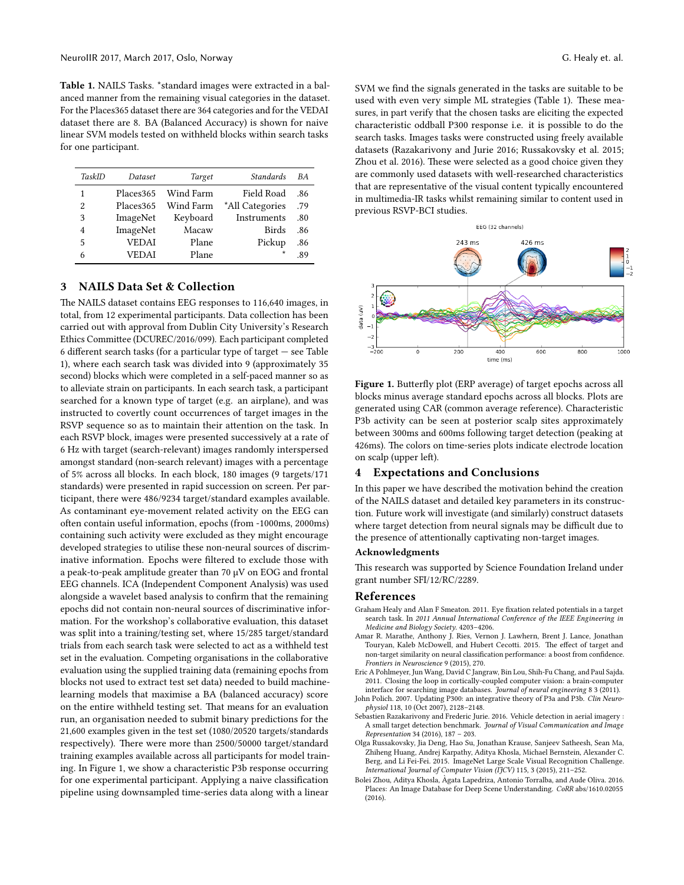**Table 1.** NAILS Tasks. *standard images were extracted in a balanced manner from the remaining visual categories in the dataset. For the Places365 dataset there are 364 categories and for the VEDAI dataset there are 8. BA (Balanced Accuracy) is shown for naive linear SVM models tested on withheld blocks within search tasks for one participant.

| *TaskID* | *Dataset* | *Target* | *Standards* | *BA* |
|---|---|---|---|---|
| 1 | Places365 | Wind Farm | Field Road | .86 |
| 2 | Places365 | Wind Farm | *All Categories | .79 |
| 3 | ImageNet | Keyboard | Instruments | .80 |
| 4 | ImageNet | Macaw | Birds | .86 |
| 5 | VEDAI | Plane | Pickup | .86 |
| 6 | VEDAI | Plane | * | .89 |

## 3 NAILS Data Set & Collection

The NAILS dataset contains EEG responses to 116,640 images, in total, from 12 experimental participants. Data collection has been carried out with approval from Dublin City University's Research Ethics Committee (DCUREC/2016/099). Each participant completed 6 different search tasks (for a particular type of target — see Table 1), where each search task was divided into 9 (approximately 35 second) blocks which were completed in a self-paced manner so as to alleviate strain on participants. In each search task, a participant searched for a known type of target (e.g. an airplane), and was instructed to covertly count occurrences of target images in the RSVP sequence so as to maintain their attention on the task. In each RSVP block, images were presented successively at a rate of 6 Hz with target (search-relevant) images randomly interspersed amongst standard (non-search relevant) images with a percentage of 5% across all blocks. In each block, 180 images (9 targets/171 standards) were presented in rapid succession on screen. Per participant, there were 486/9234 target/standard examples available. As contaminant eye-movement related activity on the EEG can often contain useful information, epochs (from -1000ms, 2000ms) containing such activity were excluded as they might encourage developed strategies to utilise these non-neural sources of discriminative information. Epochs were filtered to exclude those with a peak-to-peak amplitude greater than 70 µV on EOG and frontal EEG channels. ICA (Independent Component Analysis) was used alongside a wavelet based analysis to confirm that the remaining epochs did not contain non-neural sources of discriminative information. For the workshop's collaborative evaluation, this dataset was split into a training/testing set, where 15/285 target/standard trials from each search task were selected to act as a withheld test set in the evaluation. Competing organisations in the collaborative evaluation using the supplied training data (remaining epochs from blocks not used to extract test set data) needed to build machine-learning models that maximise a BA (balanced accuracy) score on the entire withheld testing set. That means for an evaluation run, an organisation needed to submit binary predictions for the 21,600 examples given in the test set (1080/20520 targets/standards respectively). There were more than 2500/50000 target/standard training examples available across all participants for model training. In Figure 1, we show a characteristic P3b response occurring for one experimental participant. Applying a naive classification pipeline using downsampled time-series data along with a linear SVM we find the signals generated in the tasks are suitable to be used with even very simple ML strategies (Table 1). These measures, in part verify that the chosen tasks are eliciting the expected characteristic oddball P300 response i.e. it is possible to do the search tasks. Images tasks were constructed using freely available datasets (Razakarivony and Jurie 2016; Russakovsky et al. 2015; Zhou et al. 2016). These were selected as a good choice given they are commonly used datasets with well-researched characteristics that are representative of the visual content typically encountered in multimedia-IR tasks whilst remaining similar to content used in previous RSVP-BCI studies.

EEG (32 channels)

243 ms

426 ms

2
1
0
−1
−2

data (µV)

3
2
1
0
−1
−2
−3

−200 0 200 400 600 800 1000

time (ms)

**Figure 1.** Butterfly plot (ERP average) of target epochs across all blocks minus average standard epochs across all blocks. Plots are generated using CAR (common average reference). Characteristic P3b activity can be seen at posterior scalp sites approximately between 300ms and 600ms following target detection (peaking at 426ms). The colors on time-series plots indicate electrode location on scalp (upper left).

## 4 Expectations and Conclusions

In this paper we have described the motivation behind the creation of the NAILS dataset and detailed key parameters in its construction. Future work will investigate (and similarly) construct datasets where target detection from neural signals may be difficult due to the presence of attentionally captivating non-target images.

### Acknowledgments

This research was supported by Science Foundation Ireland under grant number SFI/12/RC/2289.

## References

Graham Healy and Alan F Smeaton. 2011. Eye fixation related potentials in a target search task. In *2011 Annual International Conference of the IEEE Engineering in Medicine and Biology Society.* 4203–4206.

Amar R. Marathe, Anthony J. Ries, Vernon J. Lawhern, Brent J. Lance, Jonathan Touryan, Kaleb McDowell, and Hubert Cecotti. 2015. The effect of target and non-target similarity on neural classification performance: a boost from confidence. *Frontiers in Neuroscience* 9 (2015), 270.

Eric A Pohlmeyer, Jun Wang, David C Jangraw, Bin Lou, Shih-Fu Chang, and Paul Sajda. 2011. Closing the loop in cortically-coupled computer vision: a brain-computer interface for searching image databases. *Journal of neural engineering* 8 3 (2011).

John Polich. 2007. Updating P300: an integrative theory of P3a and P3b. *Clin Neurophysiol* 118, 10 (Oct 2007), 2128–2148.

Sebastien Razakarivony and Frederic Jurie. 2016. Vehicle detection in aerial imagery : A small target detection benchmark. *Journal of Visual Communication and Image Representation* 34 (2016), 187 – 203.

Olga Russakovsky, Jia Deng, Hao Su, Jonathan Krause, Sanjeev Satheesh, Sean Ma, Zhiheng Huang, Andrej Karpathy, Aditya Khosla, Michael Bernstein, Alexander C. Berg, and Li Fei-Fei. 2015. ImageNet Large Scale Visual Recognition Challenge. *International Journal of Computer Vision (IJCV)* 115, 3 (2015), 211–252.

Bolei Zhou, Aditya Khosla, Àgata Lapedriza, Antonio Torralba, and Aude Oliva. 2016. Places: An Image Database for Deep Scene Understanding. *CoRR* abs/1610.02055 (2016).